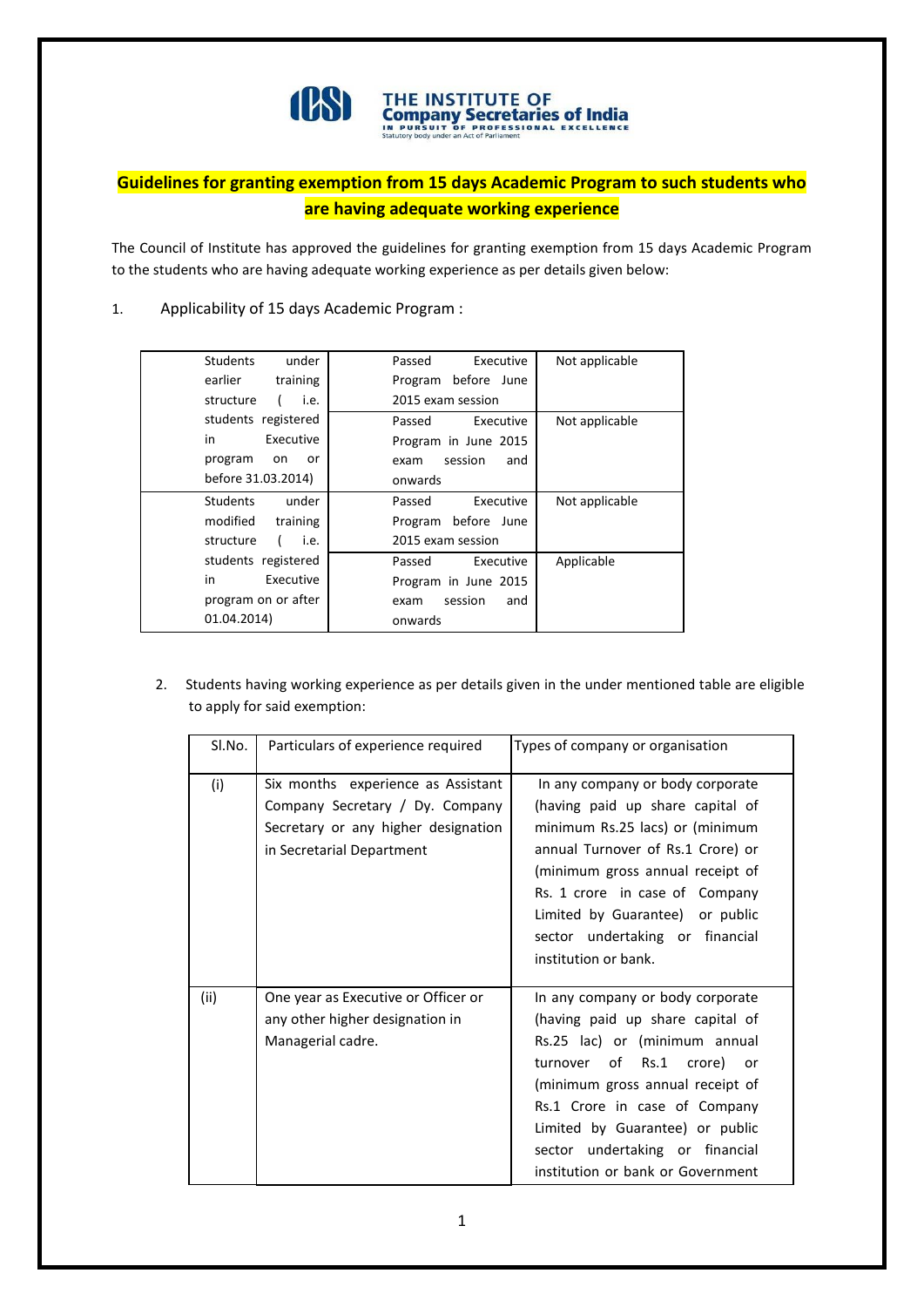THE INSTITUTE OF
Company Secretaries of India
IN PURSUIT OF PROFESSIONAL EXCELLENCE
Statutory body under an Act of Parliament

## Guidelines for granting exemption from 15 days Academic Program to such students who are having adequate working experience

The Council of Institute has approved the guidelines for granting exemption from 15 days Academic Program to the students who are having adequate working experience as per details given below:

1. Applicability of 15 days Academic Program :

| | | |
|---|---|---|
| Students under earlier training structure ( i.e. students registered in Executive program on or before 31.03.2014) | Passed Executive Program before June 2015 exam session | Not applicable |
| | Passed Executive Program in June 2015 exam session and onwards | Not applicable |
| Students under modified training structure ( i.e. students registered in Executive program on or after 01.04.2014) | Passed Executive Program before June 2015 exam session | Not applicable |
| | Passed Executive Program in June 2015 exam session and onwards | Applicable |

2. Students having working experience as per details given in the under mentioned table are eligible to apply for said exemption:

| Sl.No. | Particulars of experience required | Types of company or organisation |
|---|---|---|
| (i) | Six months experience as Assistant Company Secretary / Dy. Company Secretary or any higher designation in Secretarial Department | In any company or body corporate (having paid up share capital of minimum Rs.25 lacs) or (minimum annual Turnover of Rs.1 Crore) or (minimum gross annual receipt of Rs. 1 crore in case of Company Limited by Guarantee) or public sector undertaking or financial institution or bank. |
| (ii) | One year as Executive or Officer or any other higher designation in Managerial cadre. | In any company or body corporate (having paid up share capital of Rs.25 lac) or (minimum annual turnover of Rs.1 crore) or (minimum gross annual receipt of Rs.1 Crore in case of Company Limited by Guarantee) or public sector undertaking or financial institution or bank or Government |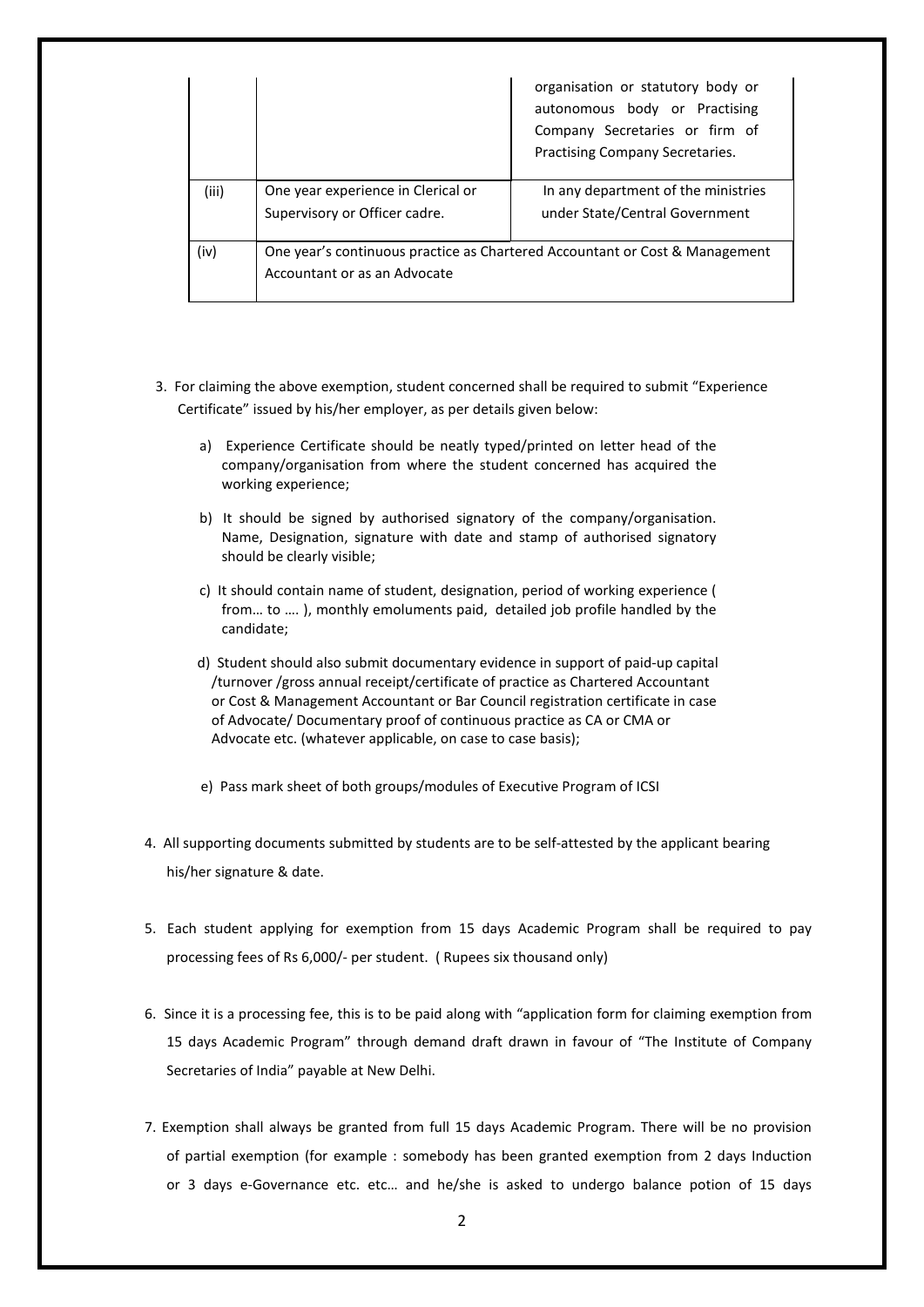| | | |
|---|---|---|
| | | organisation or statutory body or autonomous body or Practising Company Secretaries or firm of Practising Company Secretaries. |
| (iii) | One year experience in Clerical or Supervisory or Officer cadre. | In any department of the ministries under State/Central Government |
| (iv) | One year's continuous practice as Chartered Accountant or Cost & Management Accountant or as an Advocate | |

3. For claiming the above exemption, student concerned shall be required to submit "Experience Certificate" issued by his/her employer, as per details given below:

    a) Experience Certificate should be neatly typed/printed on letter head of the company/organisation from where the student concerned has acquired the working experience;

    b) It should be signed by authorised signatory of the company/organisation. Name, Designation, signature with date and stamp of authorised signatory should be clearly visible;

    c) It should contain name of student, designation, period of working experience ( from… to …. ), monthly emoluments paid, detailed job profile handled by the candidate;

    d) Student should also submit documentary evidence in support of paid-up capital /turnover /gross annual receipt/certificate of practice as Chartered Accountant or Cost & Management Accountant or Bar Council registration certificate in case of Advocate/ Documentary proof of continuous practice as CA or CMA or Advocate etc. (whatever applicable, on case to case basis);

    e) Pass mark sheet of both groups/modules of Executive Program of ICSI

4. All supporting documents submitted by students are to be self-attested by the applicant bearing his/her signature & date.

5. Each student applying for exemption from 15 days Academic Program shall be required to pay processing fees of Rs 6,000/- per student. ( Rupees six thousand only)

6. Since it is a processing fee, this is to be paid along with "application form for claiming exemption from 15 days Academic Program" through demand draft drawn in favour of "The Institute of Company Secretaries of India" payable at New Delhi.

7. Exemption shall always be granted from full 15 days Academic Program. There will be no provision of partial exemption (for example : somebody has been granted exemption from 2 days Induction or 3 days e-Governance etc. etc… and he/she is asked to undergo balance potion of 15 days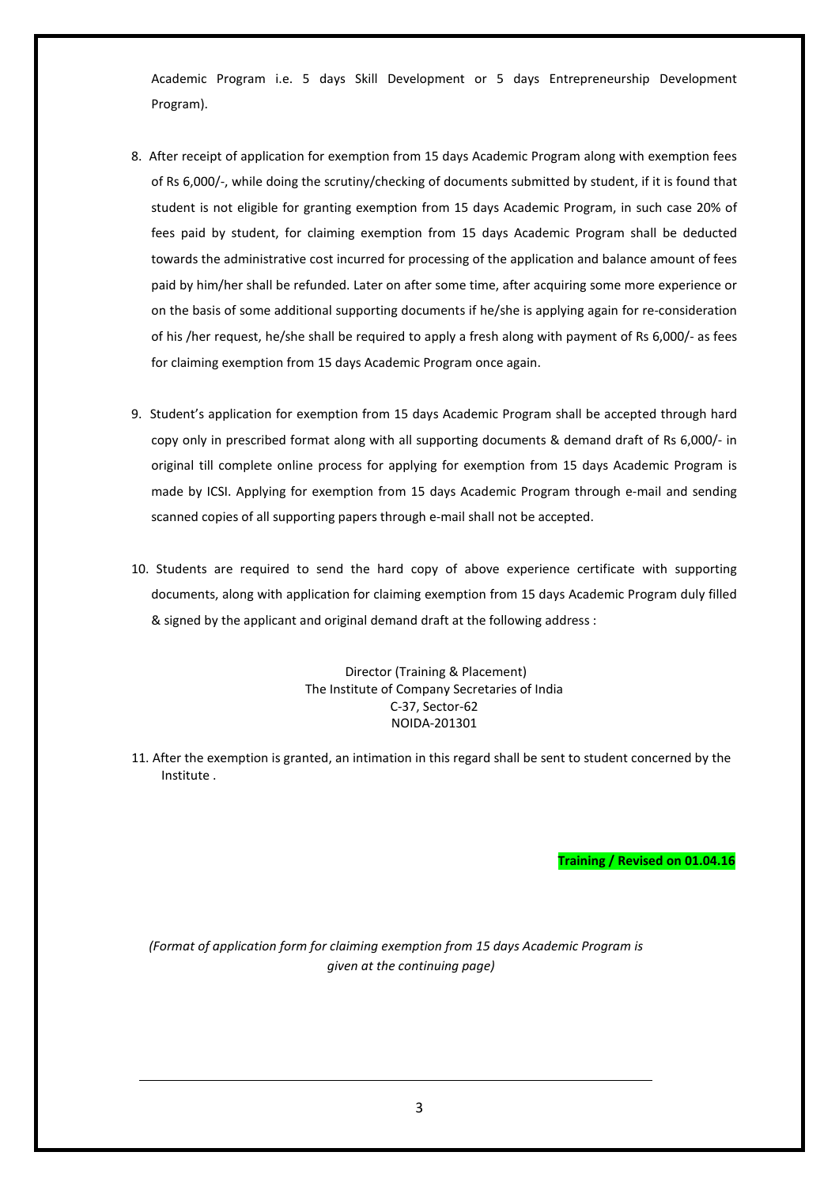Academic Program i.e. 5 days Skill Development or 5 days Entrepreneurship Development Program).

8. After receipt of application for exemption from 15 days Academic Program along with exemption fees of Rs 6,000/-, while doing the scrutiny/checking of documents submitted by student, if it is found that student is not eligible for granting exemption from 15 days Academic Program, in such case 20% of fees paid by student, for claiming exemption from 15 days Academic Program shall be deducted towards the administrative cost incurred for processing of the application and balance amount of fees paid by him/her shall be refunded. Later on after some time, after acquiring some more experience or on the basis of some additional supporting documents if he/she is applying again for re-consideration of his /her request, he/she shall be required to apply a fresh along with payment of Rs 6,000/- as fees for claiming exemption from 15 days Academic Program once again.

9. Student's application for exemption from 15 days Academic Program shall be accepted through hard copy only in prescribed format along with all supporting documents & demand draft of Rs 6,000/- in original till complete online process for applying for exemption from 15 days Academic Program is made by ICSI. Applying for exemption from 15 days Academic Program through e-mail and sending scanned copies of all supporting papers through e-mail shall not be accepted.

10. Students are required to send the hard copy of above experience certificate with supporting documents, along with application for claiming exemption from 15 days Academic Program duly filled & signed by the applicant and original demand draft at the following address :

Director (Training & Placement)
The Institute of Company Secretaries of India
C-37, Sector-62
NOIDA-201301

11. After the exemption is granted, an intimation in this regard shall be sent to student concerned by the Institute .

**Training / Revised on 01.04.16**

*(Format of application form for claiming exemption from 15 days Academic Program is given at the continuing page)*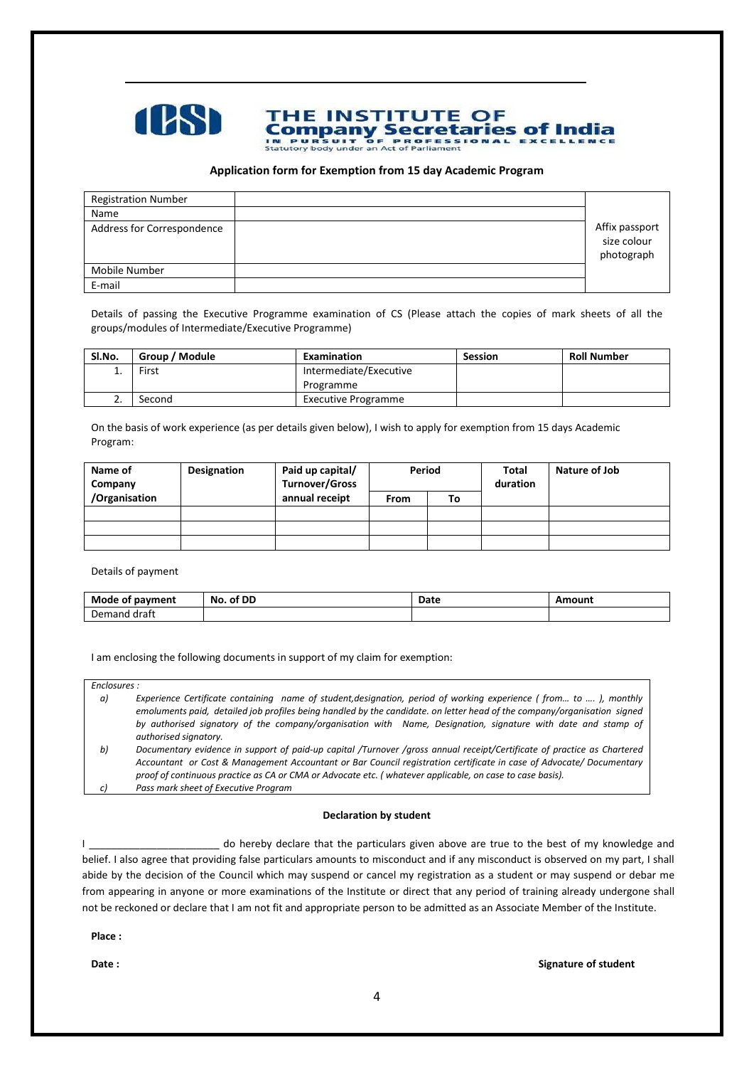**THE INSTITUTE OF Company Secretaries of India**
IN PURSUIT OF PROFESSIONAL EXCELLENCE
Statutory body under an Act of Parliament

**Application form for Exemption from 15 day Academic Program**

| | | |
|---|---|---|
| Registration Number | | Affix passport size colour photograph |
| Name | | |
| Address for Correspondence | | |
| Mobile Number | | |
| E-mail | | |

Details of passing the Executive Programme examination of CS (Please attach the copies of mark sheets of all the groups/modules of Intermediate/Executive Programme)

| Sl.No. | Group / Module | Examination | Session | Roll Number |
|---|---|---|---|---|
| 1. | First | Intermediate/Executive Programme | | |
| 2. | Second | Executive Programme | | |

On the basis of work experience (as per details given below), I wish to apply for exemption from 15 days Academic Program:

| Name of Company /Organisation | Designation | Paid up capital/ Turnover/Gross annual receipt | Period | | Total duration | Nature of Job |
|---|---|---|---|---|---|---|
| | | | From | To | | |
| | | | | | | |
| | | | | | | |
| | | | | | | |

Details of payment

| Mode of payment | No. of DD | Date | Amount |
|---|---|---|---|
| Demand draft | | | |

I am enclosing the following documents in support of my claim for exemption:

*Enclosures :*

*a) Experience Certificate containing name of student,designation, period of working experience ( from… to …. ), monthly emoluments paid, detailed job profiles being handled by the candidate. on letter head of the company/organisation signed by authorised signatory of the company/organisation with Name, Designation, signature with date and stamp of authorised signatory.*

*b) Documentary evidence in support of paid-up capital /Turnover /gross annual receipt/Certificate of practice as Chartered Accountant or Cost & Management Accountant or Bar Council registration certificate in case of Advocate/ Documentary proof of continuous practice as CA or CMA or Advocate etc. ( whatever applicable, on case to case basis).*

*c) Pass mark sheet of Executive Program*

**Declaration by student**

I ______________________ do hereby declare that the particulars given above are true to the best of my knowledge and belief. I also agree that providing false particulars amounts to misconduct and if any misconduct is observed on my part, I shall abide by the decision of the Council which may suspend or cancel my registration as a student or may suspend or debar me from appearing in anyone or more examinations of the Institute or direct that any period of training already undergone shall not be reckoned or declare that I am not fit and appropriate person to be admitted as an Associate Member of the Institute.

**Place :**

**Date :** **Signature of student**